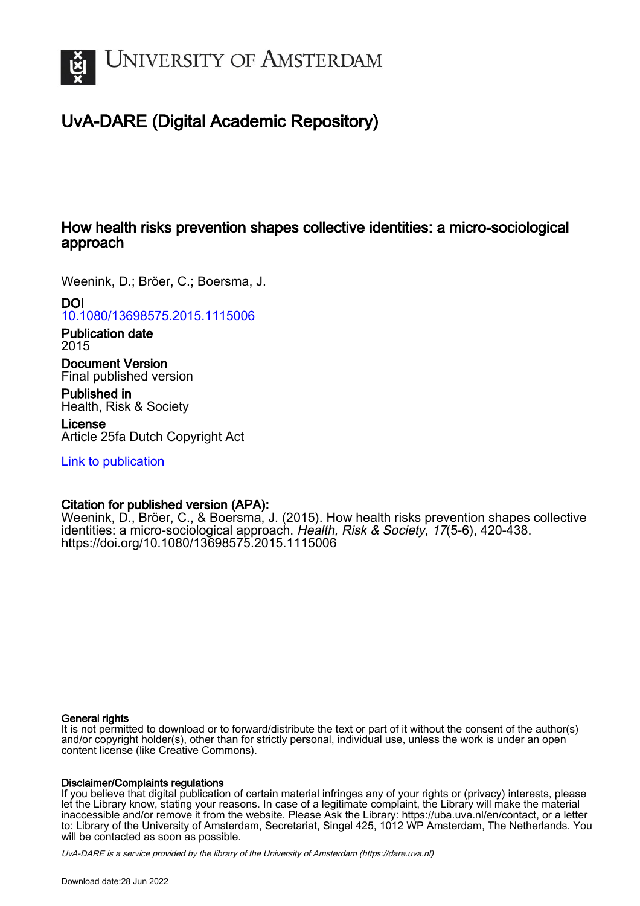# UNIVERSITY OF AMSTERDAM

# UvA-DARE (Digital Academic Repository)

## How health risks prevention shapes collective identities: a micro-sociological approach

Weenink, D.; Bröer, C.; Boersma, J.

**DOI**
10.1080/13698575.2015.1115006

**Publication date**
2015

**Document Version**
Final published version

**Published in**
Health, Risk & Society

**License**
Article 25fa Dutch Copyright Act

Link to publication

**Citation for published version (APA):**
Weenink, D., Bröer, C., & Boersma, J. (2015). How health risks prevention shapes collective identities: a micro-sociological approach. *Health, Risk & Society*, *17*(5-6), 420-438. https://doi.org/10.1080/13698575.2015.1115006

**General rights**
It is not permitted to download or to forward/distribute the text or part of it without the consent of the author(s) and/or copyright holder(s), other than for strictly personal, individual use, unless the work is under an open content license (like Creative Commons).

**Disclaimer/Complaints regulations**
If you believe that digital publication of certain material infringes any of your rights or (privacy) interests, please let the Library know, stating your reasons. In case of a legitimate complaint, the Library will make the material inaccessible and/or remove it from the website. Please Ask the Library: https://uba.uva.nl/en/contact, or a letter to: Library of the University of Amsterdam, Secretariat, Singel 425, 1012 WP Amsterdam, The Netherlands. You will be contacted as soon as possible.

*UvA-DARE is a service provided by the library of the University of Amsterdam (https://dare.uva.nl)*

Download date:28 Jun 2022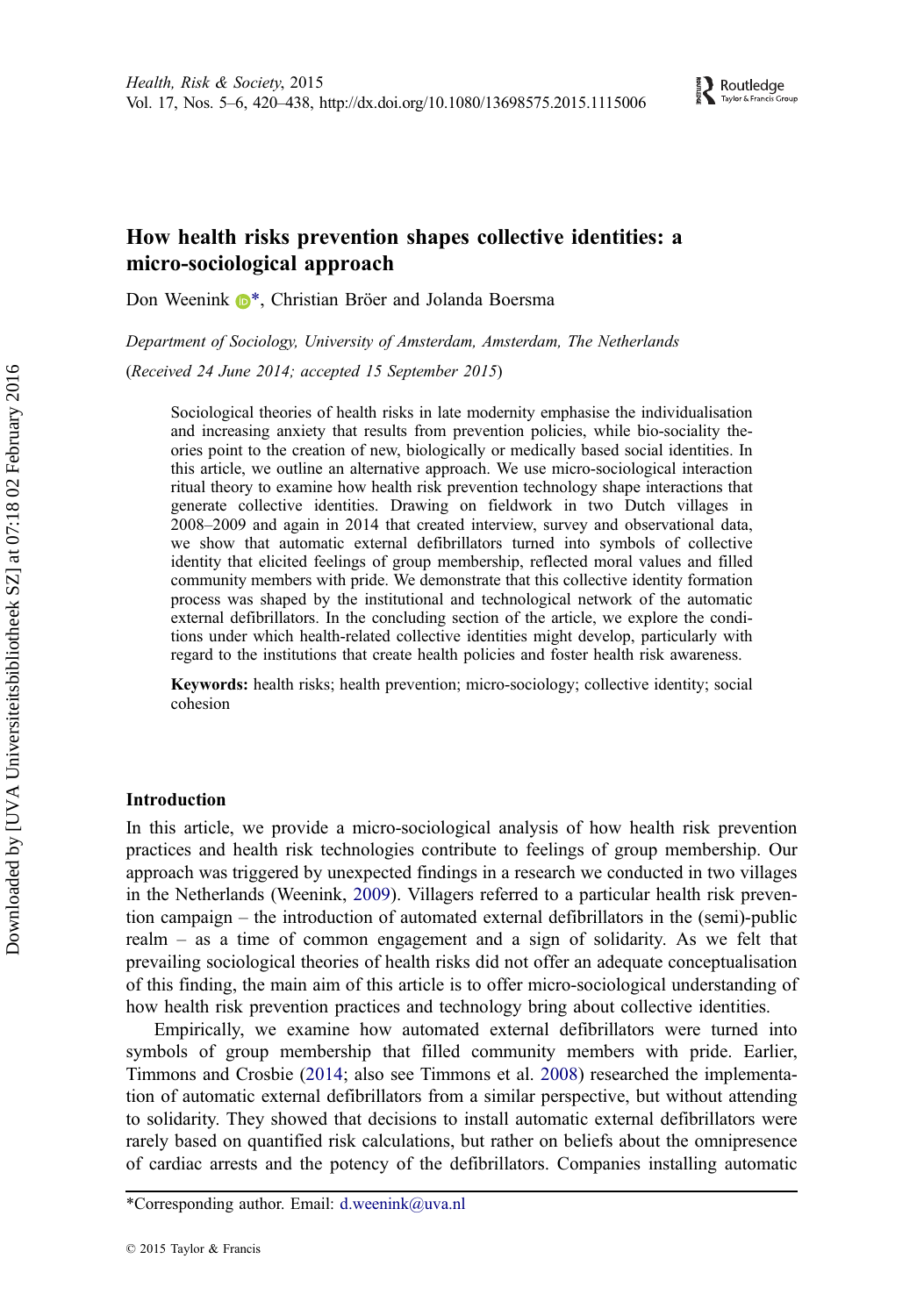# How health risks prevention shapes collective identities: a micro-sociological approach

Don Weenink*, Christian Bröer and Jolanda Boersma

*Department of Sociology, University of Amsterdam, Amsterdam, The Netherlands*

(*Received 24 June 2014; accepted 15 September 2015*)

Sociological theories of health risks in late modernity emphasise the individualisation and increasing anxiety that results from prevention policies, while bio-sociality theories point to the creation of new, biologically or medically based social identities. In this article, we outline an alternative approach. We use micro-sociological interaction ritual theory to examine how health risk prevention technology shape interactions that generate collective identities. Drawing on fieldwork in two Dutch villages in 2008–2009 and again in 2014 that created interview, survey and observational data, we show that automatic external defibrillators turned into symbols of collective identity that elicited feelings of group membership, reflected moral values and filled community members with pride. We demonstrate that this collective identity formation process was shaped by the institutional and technological network of the automatic external defibrillators. In the concluding section of the article, we explore the conditions under which health-related collective identities might develop, particularly with regard to the institutions that create health policies and foster health risk awareness.

**Keywords:** health risks; health prevention; micro-sociology; collective identity; social cohesion

## Introduction

In this article, we provide a micro-sociological analysis of how health risk prevention practices and health risk technologies contribute to feelings of group membership. Our approach was triggered by unexpected findings in a research we conducted in two villages in the Netherlands (Weenink, 2009). Villagers referred to a particular health risk prevention campaign – the introduction of automated external defibrillators in the (semi)-public realm – as a time of common engagement and a sign of solidarity. As we felt that prevailing sociological theories of health risks did not offer an adequate conceptualisation of this finding, the main aim of this article is to offer micro-sociological understanding of how health risk prevention practices and technology bring about collective identities.

Empirically, we examine how automated external defibrillators were turned into symbols of group membership that filled community members with pride. Earlier, Timmons and Crosbie (2014; also see Timmons et al. 2008) researched the implementation of automatic external defibrillators from a similar perspective, but without attending to solidarity. They showed that decisions to install automatic external defibrillators were rarely based on quantified risk calculations, but rather on beliefs about the omnipresence of cardiac arrests and the potency of the defibrillators. Companies installing automatic

*Corresponding author. Email: d.weenink@uva.nl

© 2015 Taylor & Francis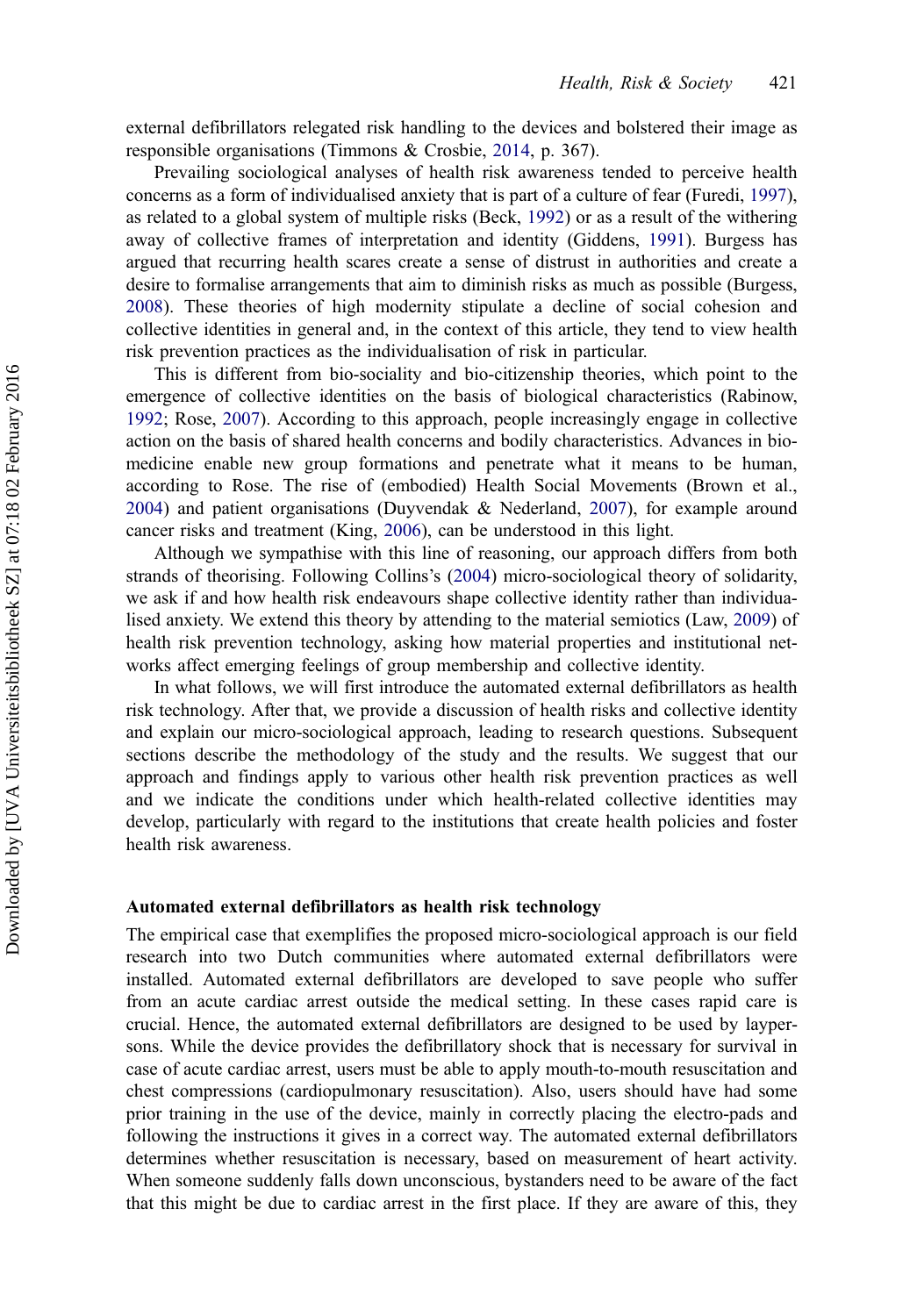external defibrillators relegated risk handling to the devices and bolstered their image as responsible organisations (Timmons & Crosbie, 2014, p. 367).

Prevailing sociological analyses of health risk awareness tended to perceive health concerns as a form of individualised anxiety that is part of a culture of fear (Furedi, 1997), as related to a global system of multiple risks (Beck, 1992) or as a result of the withering away of collective frames of interpretation and identity (Giddens, 1991). Burgess has argued that recurring health scares create a sense of distrust in authorities and create a desire to formalise arrangements that aim to diminish risks as much as possible (Burgess, 2008). These theories of high modernity stipulate a decline of social cohesion and collective identities in general and, in the context of this article, they tend to view health risk prevention practices as the individualisation of risk in particular.

This is different from bio-sociality and bio-citizenship theories, which point to the emergence of collective identities on the basis of biological characteristics (Rabinow, 1992; Rose, 2007). According to this approach, people increasingly engage in collective action on the basis of shared health concerns and bodily characteristics. Advances in biomedicine enable new group formations and penetrate what it means to be human, according to Rose. The rise of (embodied) Health Social Movements (Brown et al., 2004) and patient organisations (Duyvendak & Nederland, 2007), for example around cancer risks and treatment (King, 2006), can be understood in this light.

Although we sympathise with this line of reasoning, our approach differs from both strands of theorising. Following Collins's (2004) micro-sociological theory of solidarity, we ask if and how health risk endeavours shape collective identity rather than individualised anxiety. We extend this theory by attending to the material semiotics (Law, 2009) of health risk prevention technology, asking how material properties and institutional networks affect emerging feelings of group membership and collective identity.

In what follows, we will first introduce the automated external defibrillators as health risk technology. After that, we provide a discussion of health risks and collective identity and explain our micro-sociological approach, leading to research questions. Subsequent sections describe the methodology of the study and the results. We suggest that our approach and findings apply to various other health risk prevention practices as well and we indicate the conditions under which health-related collective identities may develop, particularly with regard to the institutions that create health policies and foster health risk awareness.

## Automated external defibrillators as health risk technology

The empirical case that exemplifies the proposed micro-sociological approach is our field research into two Dutch communities where automated external defibrillators were installed. Automated external defibrillators are developed to save people who suffer from an acute cardiac arrest outside the medical setting. In these cases rapid care is crucial. Hence, the automated external defibrillators are designed to be used by laypersons. While the device provides the defibrillatory shock that is necessary for survival in case of acute cardiac arrest, users must be able to apply mouth-to-mouth resuscitation and chest compressions (cardiopulmonary resuscitation). Also, users should have had some prior training in the use of the device, mainly in correctly placing the electro-pads and following the instructions it gives in a correct way. The automated external defibrillators determines whether resuscitation is necessary, based on measurement of heart activity. When someone suddenly falls down unconscious, bystanders need to be aware of the fact that this might be due to cardiac arrest in the first place. If they are aware of this, they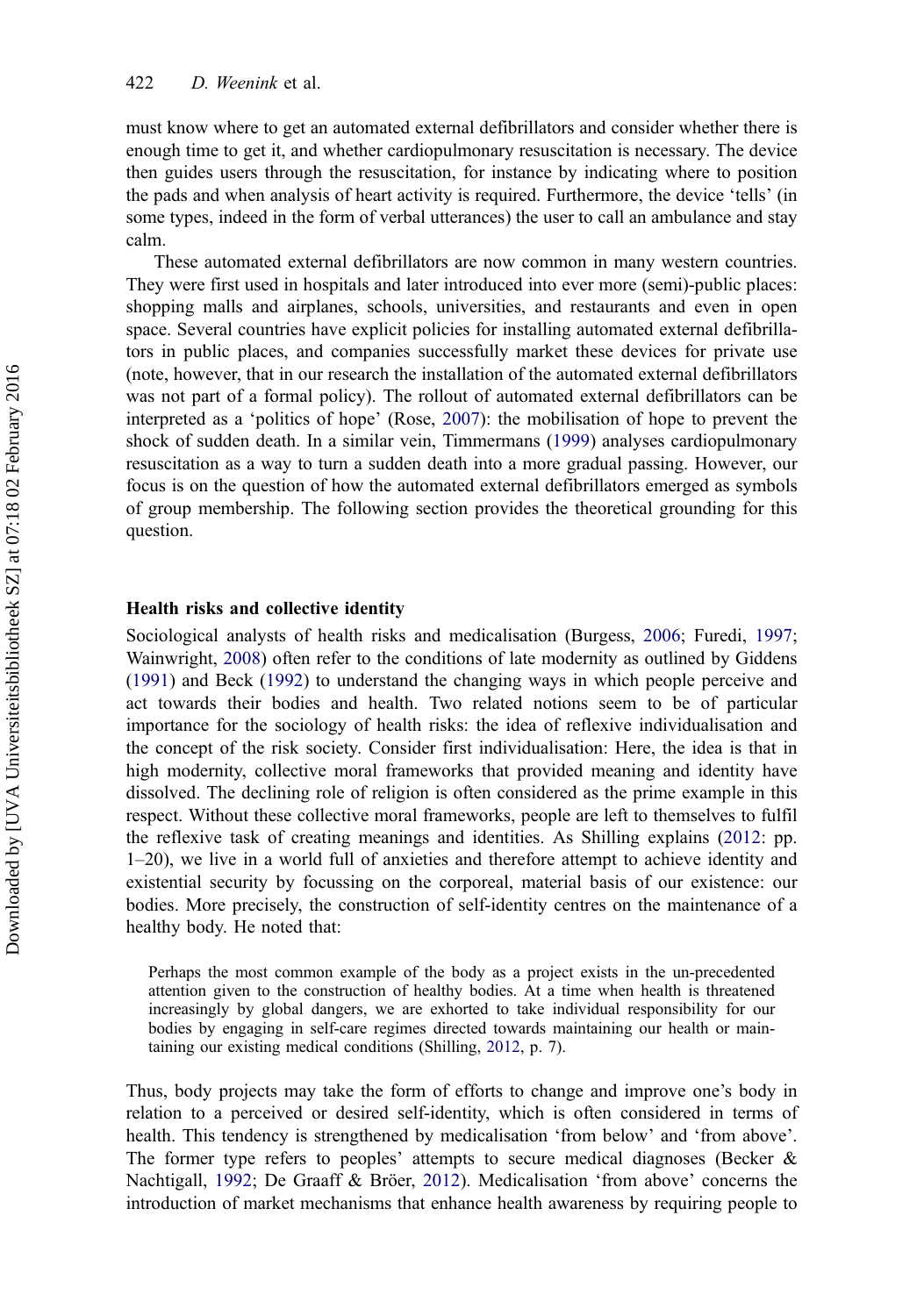must know where to get an automated external defibrillators and consider whether there is enough time to get it, and whether cardiopulmonary resuscitation is necessary. The device then guides users through the resuscitation, for instance by indicating where to position the pads and when analysis of heart activity is required. Furthermore, the device 'tells' (in some types, indeed in the form of verbal utterances) the user to call an ambulance and stay calm.

These automated external defibrillators are now common in many western countries. They were first used in hospitals and later introduced into ever more (semi)-public places: shopping malls and airplanes, schools, universities, and restaurants and even in open space. Several countries have explicit policies for installing automated external defibrillators in public places, and companies successfully market these devices for private use (note, however, that in our research the installation of the automated external defibrillators was not part of a formal policy). The rollout of automated external defibrillators can be interpreted as a 'politics of hope' (Rose, 2007): the mobilisation of hope to prevent the shock of sudden death. In a similar vein, Timmermans (1999) analyses cardiopulmonary resuscitation as a way to turn a sudden death into a more gradual passing. However, our focus is on the question of how the automated external defibrillators emerged as symbols of group membership. The following section provides the theoretical grounding for this question.

## Health risks and collective identity

Sociological analysts of health risks and medicalisation (Burgess, 2006; Furedi, 1997; Wainwright, 2008) often refer to the conditions of late modernity as outlined by Giddens (1991) and Beck (1992) to understand the changing ways in which people perceive and act towards their bodies and health. Two related notions seem to be of particular importance for the sociology of health risks: the idea of reflexive individualisation and the concept of the risk society. Consider first individualisation: Here, the idea is that in high modernity, collective moral frameworks that provided meaning and identity have dissolved. The declining role of religion is often considered as the prime example in this respect. Without these collective moral frameworks, people are left to themselves to fulfil the reflexive task of creating meanings and identities. As Shilling explains (2012: pp. 1–20), we live in a world full of anxieties and therefore attempt to achieve identity and existential security by focussing on the corporeal, material basis of our existence: our bodies. More precisely, the construction of self-identity centres on the maintenance of a healthy body. He noted that:

> Perhaps the most common example of the body as a project exists in the un-precedented attention given to the construction of healthy bodies. At a time when health is threatened increasingly by global dangers, we are exhorted to take individual responsibility for our bodies by engaging in self-care regimes directed towards maintaining our health or maintaining our existing medical conditions (Shilling, 2012, p. 7).

Thus, body projects may take the form of efforts to change and improve one's body in relation to a perceived or desired self-identity, which is often considered in terms of health. This tendency is strengthened by medicalisation 'from below' and 'from above'. The former type refers to peoples' attempts to secure medical diagnoses (Becker & Nachtigall, 1992; De Graaff & Bröer, 2012). Medicalisation 'from above' concerns the introduction of market mechanisms that enhance health awareness by requiring people to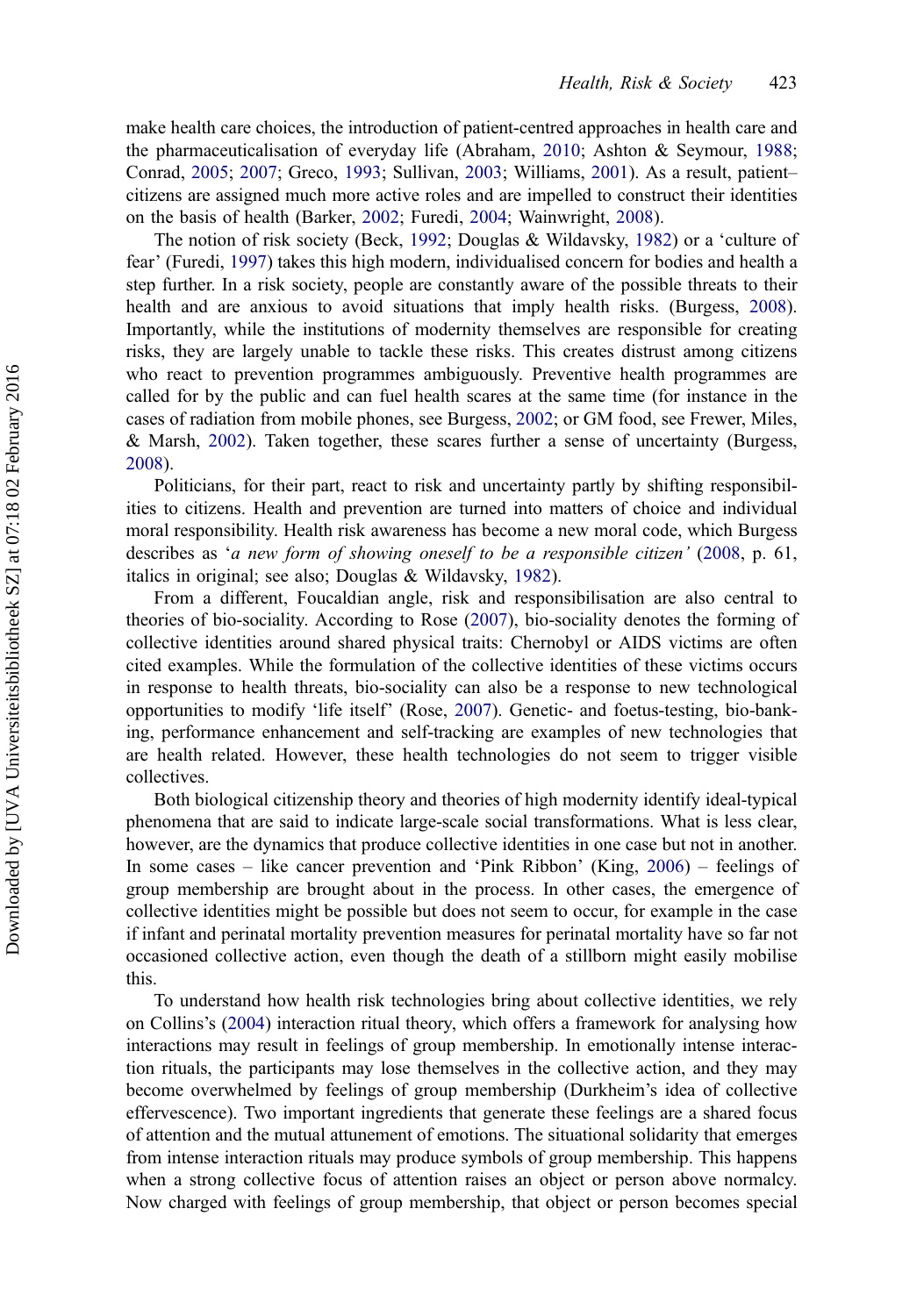make health care choices, the introduction of patient-centred approaches in health care and the pharmaceuticalisation of everyday life (Abraham, 2010; Ashton & Seymour, 1988; Conrad, 2005; 2007; Greco, 1993; Sullivan, 2003; Williams, 2001). As a result, patient–citizens are assigned much more active roles and are impelled to construct their identities on the basis of health (Barker, 2002; Furedi, 2004; Wainwright, 2008).

The notion of risk society (Beck, 1992; Douglas & Wildavsky, 1982) or a 'culture of fear' (Furedi, 1997) takes this high modern, individualised concern for bodies and health a step further. In a risk society, people are constantly aware of the possible threats to their health and are anxious to avoid situations that imply health risks. (Burgess, 2008). Importantly, while the institutions of modernity themselves are responsible for creating risks, they are largely unable to tackle these risks. This creates distrust among citizens who react to prevention programmes ambiguously. Preventive health programmes are called for by the public and can fuel health scares at the same time (for instance in the cases of radiation from mobile phones, see Burgess, 2002; or GM food, see Frewer, Miles, & Marsh, 2002). Taken together, these scares further a sense of uncertainty (Burgess, 2008).

Politicians, for their part, react to risk and uncertainty partly by shifting responsibilities to citizens. Health and prevention are turned into matters of choice and individual moral responsibility. Health risk awareness has become a new moral code, which Burgess describes as '*a new form of showing oneself to be a responsible citizen*' (2008, p. 61, italics in original; see also; Douglas & Wildavsky, 1982).

From a different, Foucaldian angle, risk and responsibilisation are also central to theories of bio-sociality. According to Rose (2007), bio-sociality denotes the forming of collective identities around shared physical traits: Chernobyl or AIDS victims are often cited examples. While the formulation of the collective identities of these victims occurs in response to health threats, bio-sociality can also be a response to new technological opportunities to modify 'life itself' (Rose, 2007). Genetic- and foetus-testing, bio-banking, performance enhancement and self-tracking are examples of new technologies that are health related. However, these health technologies do not seem to trigger visible collectives.

Both biological citizenship theory and theories of high modernity identify ideal-typical phenomena that are said to indicate large-scale social transformations. What is less clear, however, are the dynamics that produce collective identities in one case but not in another. In some cases – like cancer prevention and 'Pink Ribbon' (King, 2006) – feelings of group membership are brought about in the process. In other cases, the emergence of collective identities might be possible but does not seem to occur, for example in the case if infant and perinatal mortality prevention measures for perinatal mortality have so far not occasioned collective action, even though the death of a stillborn might easily mobilise this.

To understand how health risk technologies bring about collective identities, we rely on Collins's (2004) interaction ritual theory, which offers a framework for analysing how interactions may result in feelings of group membership. In emotionally intense interaction rituals, the participants may lose themselves in the collective action, and they may become overwhelmed by feelings of group membership (Durkheim's idea of collective effervescence). Two important ingredients that generate these feelings are a shared focus of attention and the mutual attunement of emotions. The situational solidarity that emerges from intense interaction rituals may produce symbols of group membership. This happens when a strong collective focus of attention raises an object or person above normalcy. Now charged with feelings of group membership, that object or person becomes special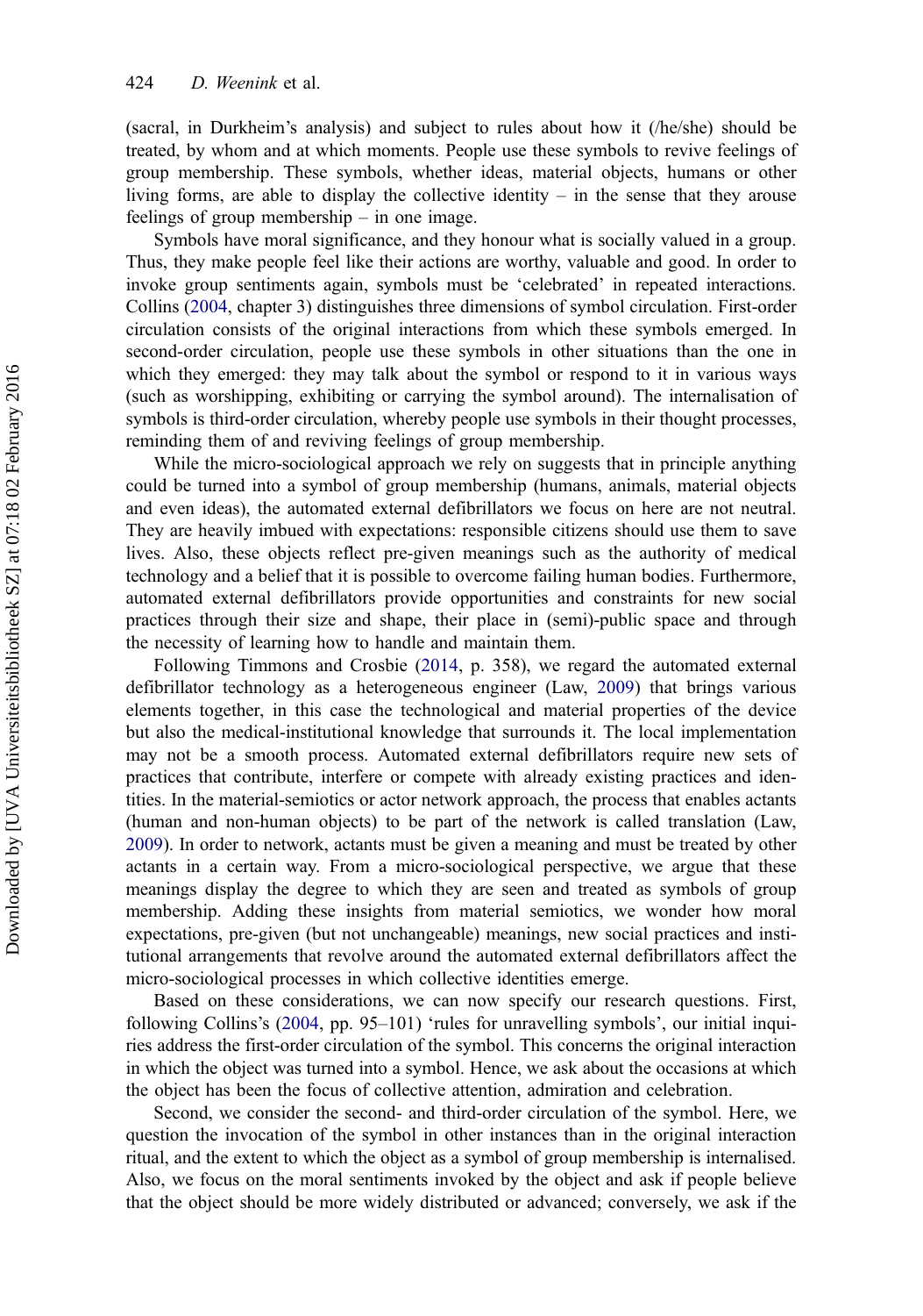(sacral, in Durkheim's analysis) and subject to rules about how it (/he/she) should be treated, by whom and at which moments. People use these symbols to revive feelings of group membership. These symbols, whether ideas, material objects, humans or other living forms, are able to display the collective identity – in the sense that they arouse feelings of group membership – in one image.

Symbols have moral significance, and they honour what is socially valued in a group. Thus, they make people feel like their actions are worthy, valuable and good. In order to invoke group sentiments again, symbols must be 'celebrated' in repeated interactions. Collins (2004, chapter 3) distinguishes three dimensions of symbol circulation. First-order circulation consists of the original interactions from which these symbols emerged. In second-order circulation, people use these symbols in other situations than the one in which they emerged: they may talk about the symbol or respond to it in various ways (such as worshipping, exhibiting or carrying the symbol around). The internalisation of symbols is third-order circulation, whereby people use symbols in their thought processes, reminding them of and reviving feelings of group membership.

While the micro-sociological approach we rely on suggests that in principle anything could be turned into a symbol of group membership (humans, animals, material objects and even ideas), the automated external defibrillators we focus on here are not neutral. They are heavily imbued with expectations: responsible citizens should use them to save lives. Also, these objects reflect pre-given meanings such as the authority of medical technology and a belief that it is possible to overcome failing human bodies. Furthermore, automated external defibrillators provide opportunities and constraints for new social practices through their size and shape, their place in (semi)-public space and through the necessity of learning how to handle and maintain them.

Following Timmons and Crosbie (2014, p. 358), we regard the automated external defibrillator technology as a heterogeneous engineer (Law, 2009) that brings various elements together, in this case the technological and material properties of the device but also the medical-institutional knowledge that surrounds it. The local implementation may not be a smooth process. Automated external defibrillators require new sets of practices that contribute, interfere or compete with already existing practices and identities. In the material-semiotics or actor network approach, the process that enables actants (human and non-human objects) to be part of the network is called translation (Law, 2009). In order to network, actants must be given a meaning and must be treated by other actants in a certain way. From a micro-sociological perspective, we argue that these meanings display the degree to which they are seen and treated as symbols of group membership. Adding these insights from material semiotics, we wonder how moral expectations, pre-given (but not unchangeable) meanings, new social practices and institutional arrangements that revolve around the automated external defibrillators affect the micro-sociological processes in which collective identities emerge.

Based on these considerations, we can now specify our research questions. First, following Collins's (2004, pp. 95–101) 'rules for unravelling symbols', our initial inquiries address the first-order circulation of the symbol. This concerns the original interaction in which the object was turned into a symbol. Hence, we ask about the occasions at which the object has been the focus of collective attention, admiration and celebration.

Second, we consider the second- and third-order circulation of the symbol. Here, we question the invocation of the symbol in other instances than in the original interaction ritual, and the extent to which the object as a symbol of group membership is internalised. Also, we focus on the moral sentiments invoked by the object and ask if people believe that the object should be more widely distributed or advanced; conversely, we ask if the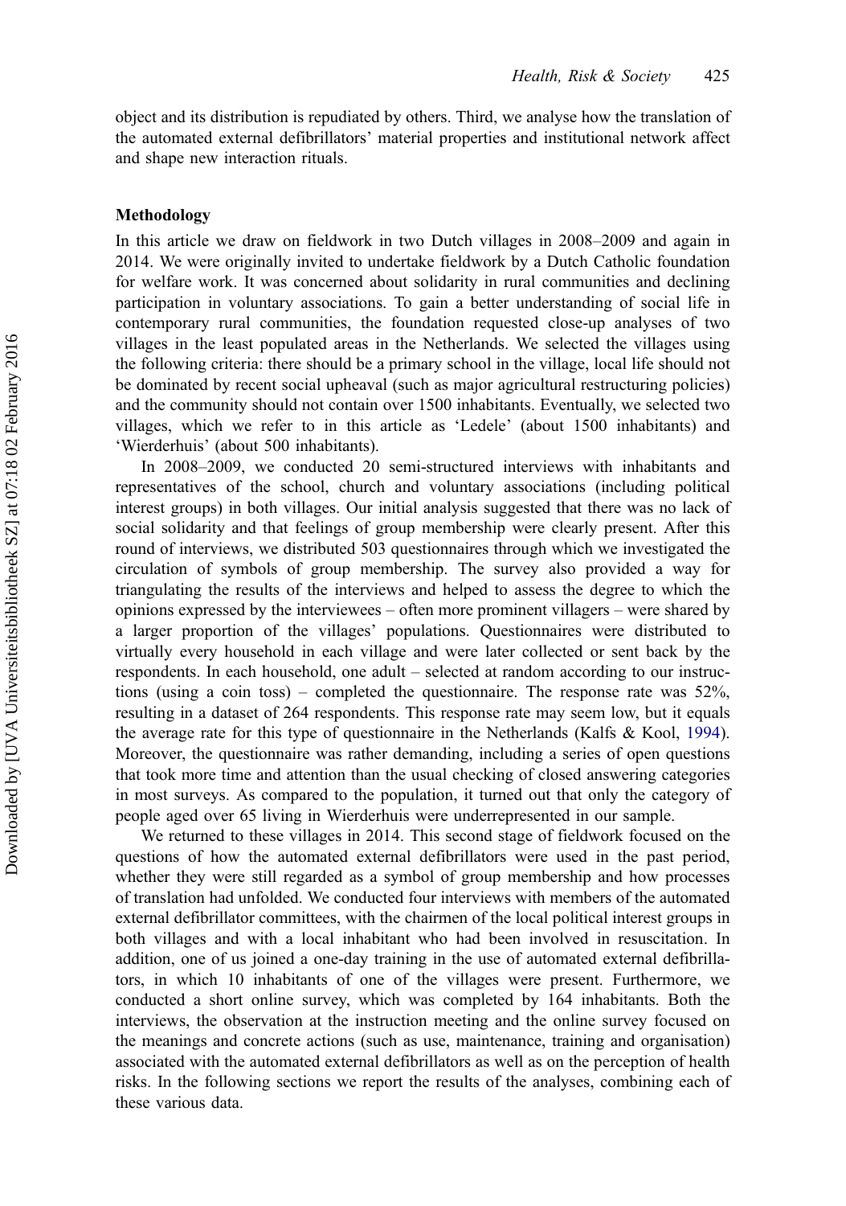object and its distribution is repudiated by others. Third, we analyse how the translation of the automated external defibrillators' material properties and institutional network affect and shape new interaction rituals.

## Methodology

In this article we draw on fieldwork in two Dutch villages in 2008–2009 and again in 2014. We were originally invited to undertake fieldwork by a Dutch Catholic foundation for welfare work. It was concerned about solidarity in rural communities and declining participation in voluntary associations. To gain a better understanding of social life in contemporary rural communities, the foundation requested close-up analyses of two villages in the least populated areas in the Netherlands. We selected the villages using the following criteria: there should be a primary school in the village, local life should not be dominated by recent social upheaval (such as major agricultural restructuring policies) and the community should not contain over 1500 inhabitants. Eventually, we selected two villages, which we refer to in this article as 'Ledele' (about 1500 inhabitants) and 'Wierderhuis' (about 500 inhabitants).

In 2008–2009, we conducted 20 semi-structured interviews with inhabitants and representatives of the school, church and voluntary associations (including political interest groups) in both villages. Our initial analysis suggested that there was no lack of social solidarity and that feelings of group membership were clearly present. After this round of interviews, we distributed 503 questionnaires through which we investigated the circulation of symbols of group membership. The survey also provided a way for triangulating the results of the interviews and helped to assess the degree to which the opinions expressed by the interviewees – often more prominent villagers – were shared by a larger proportion of the villages' populations. Questionnaires were distributed to virtually every household in each village and were later collected or sent back by the respondents. In each household, one adult – selected at random according to our instructions (using a coin toss) – completed the questionnaire. The response rate was 52%, resulting in a dataset of 264 respondents. This response rate may seem low, but it equals the average rate for this type of questionnaire in the Netherlands (Kalfs & Kool, 1994). Moreover, the questionnaire was rather demanding, including a series of open questions that took more time and attention than the usual checking of closed answering categories in most surveys. As compared to the population, it turned out that only the category of people aged over 65 living in Wierderhuis were underrepresented in our sample.

We returned to these villages in 2014. This second stage of fieldwork focused on the questions of how the automated external defibrillators were used in the past period, whether they were still regarded as a symbol of group membership and how processes of translation had unfolded. We conducted four interviews with members of the automated external defibrillator committees, with the chairmen of the local political interest groups in both villages and with a local inhabitant who had been involved in resuscitation. In addition, one of us joined a one-day training in the use of automated external defibrillators, in which 10 inhabitants of one of the villages were present. Furthermore, we conducted a short online survey, which was completed by 164 inhabitants. Both the interviews, the observation at the instruction meeting and the online survey focused on the meanings and concrete actions (such as use, maintenance, training and organisation) associated with the automated external defibrillators as well as on the perception of health risks. In the following sections we report the results of the analyses, combining each of these various data.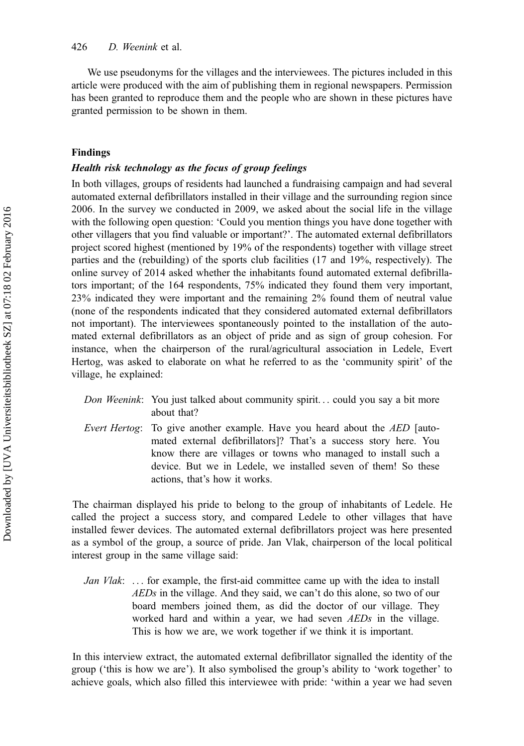We use pseudonyms for the villages and the interviewees. The pictures included in this article were produced with the aim of publishing them in regional newspapers. Permission has been granted to reproduce them and the people who are shown in these pictures have granted permission to be shown in them.

## Findings

### *Health risk technology as the focus of group feelings*

In both villages, groups of residents had launched a fundraising campaign and had several automated external defibrillators installed in their village and the surrounding region since 2006. In the survey we conducted in 2009, we asked about the social life in the village with the following open question: 'Could you mention things you have done together with other villagers that you find valuable or important?'. The automated external defibrillators project scored highest (mentioned by 19% of the respondents) together with village street parties and the (rebuilding) of the sports club facilities (17 and 19%, respectively). The online survey of 2014 asked whether the inhabitants found automated external defibrillators important; of the 164 respondents, 75% indicated they found them very important, 23% indicated they were important and the remaining 2% found them of neutral value (none of the respondents indicated that they considered automated external defibrillators not important). The interviewees spontaneously pointed to the installation of the automated external defibrillators as an object of pride and as sign of group cohesion. For instance, when the chairperson of the rural/agricultural association in Ledele, Evert Hertog, was asked to elaborate on what he referred to as the 'community spirit' of the village, he explained:

> *Don Weenink*: You just talked about community spirit… could you say a bit more about that?
>
> *Evert Hertog*: To give another example. Have you heard about the *AED* [automated external defibrillators]? That's a success story here. You know there are villages or towns who managed to install such a device. But we in Ledele, we installed seven of them! So these actions, that's how it works.

The chairman displayed his pride to belong to the group of inhabitants of Ledele. He called the project a success story, and compared Ledele to other villages that have installed fewer devices. The automated external defibrillators project was here presented as a symbol of the group, a source of pride. Jan Vlak, chairperson of the local political interest group in the same village said:

> *Jan Vlak*: … for example, the first-aid committee came up with the idea to install *AEDs* in the village. And they said, we can't do this alone, so two of our board members joined them, as did the doctor of our village. They worked hard and within a year, we had seven *AEDs* in the village. This is how we are, we work together if we think it is important.

In this interview extract, the automated external defibrillator signalled the identity of the group ('this is how we are'). It also symbolised the group's ability to 'work together' to achieve goals, which also filled this interviewee with pride: 'within a year we had seven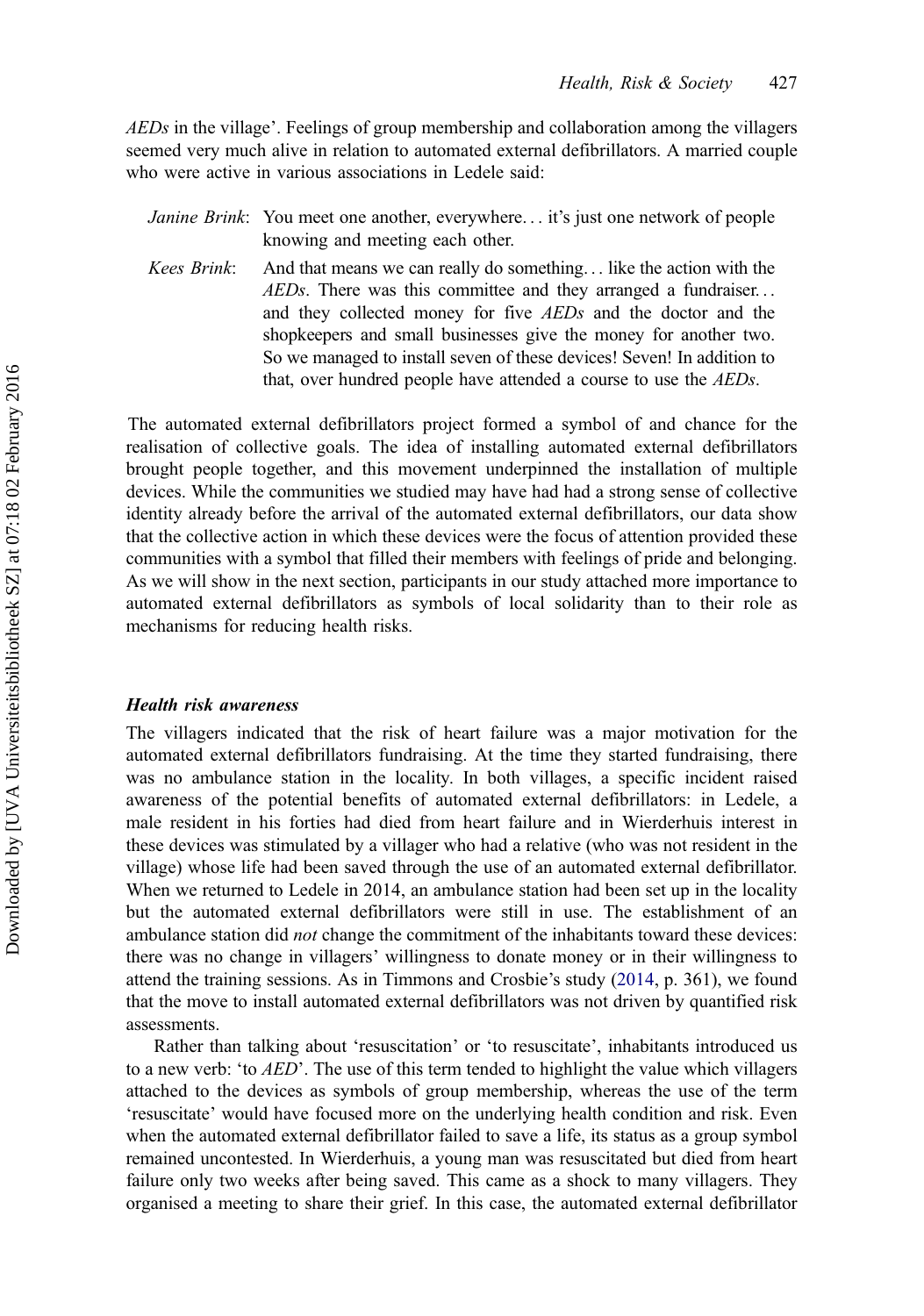*AEDs* in the village'. Feelings of group membership and collaboration among the villagers seemed very much alive in relation to automated external defibrillators. A married couple who were active in various associations in Ledele said:

> *Janine Brink*: You meet one another, everywhere… it's just one network of people knowing and meeting each other.
>
> *Kees Brink*: And that means we can really do something… like the action with the *AEDs*. There was this committee and they arranged a fundraiser… and they collected money for five *AEDs* and the doctor and the shopkeepers and small businesses give the money for another two. So we managed to install seven of these devices! Seven! In addition to that, over hundred people have attended a course to use the *AEDs*.

The automated external defibrillators project formed a symbol of and chance for the realisation of collective goals. The idea of installing automated external defibrillators brought people together, and this movement underpinned the installation of multiple devices. While the communities we studied may have had had a strong sense of collective identity already before the arrival of the automated external defibrillators, our data show that the collective action in which these devices were the focus of attention provided these communities with a symbol that filled their members with feelings of pride and belonging. As we will show in the next section, participants in our study attached more importance to automated external defibrillators as symbols of local solidarity than to their role as mechanisms for reducing health risks.

### *Health risk awareness*

The villagers indicated that the risk of heart failure was a major motivation for the automated external defibrillators fundraising. At the time they started fundraising, there was no ambulance station in the locality. In both villages, a specific incident raised awareness of the potential benefits of automated external defibrillators: in Ledele, a male resident in his forties had died from heart failure and in Wierderhuis interest in these devices was stimulated by a villager who had a relative (who was not resident in the village) whose life had been saved through the use of an automated external defibrillator. When we returned to Ledele in 2014, an ambulance station had been set up in the locality but the automated external defibrillators were still in use. The establishment of an ambulance station did *not* change the commitment of the inhabitants toward these devices: there was no change in villagers' willingness to donate money or in their willingness to attend the training sessions. As in Timmons and Crosbie's study (2014, p. 361), we found that the move to install automated external defibrillators was not driven by quantified risk assessments.

Rather than talking about 'resuscitation' or 'to resuscitate', inhabitants introduced us to a new verb: 'to *AED*'. The use of this term tended to highlight the value which villagers attached to the devices as symbols of group membership, whereas the use of the term 'resuscitate' would have focused more on the underlying health condition and risk. Even when the automated external defibrillator failed to save a life, its status as a group symbol remained uncontested. In Wierderhuis, a young man was resuscitated but died from heart failure only two weeks after being saved. This came as a shock to many villagers. They organised a meeting to share their grief. In this case, the automated external defibrillator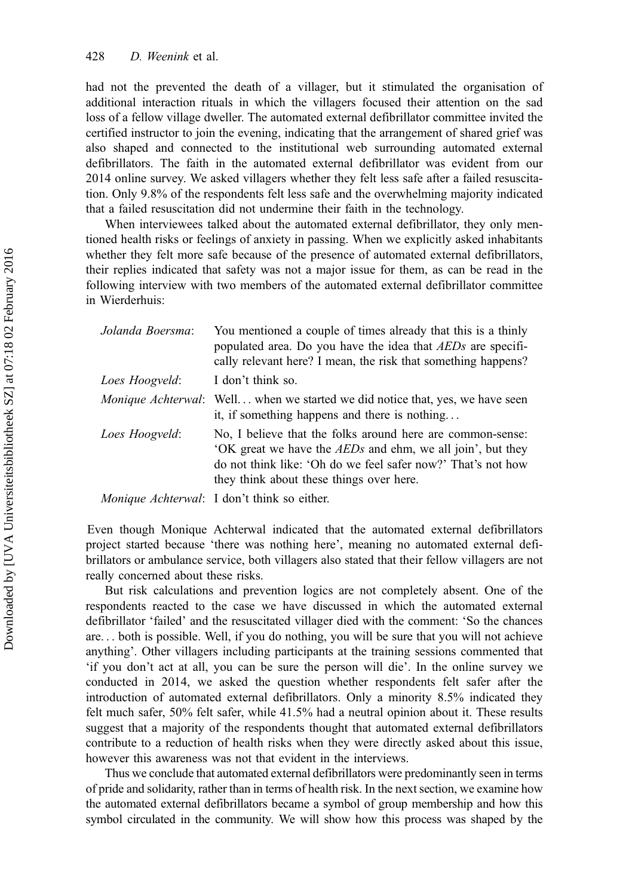had not the prevented the death of a villager, but it stimulated the organisation of additional interaction rituals in which the villagers focused their attention on the sad loss of a fellow village dweller. The automated external defibrillator committee invited the certified instructor to join the evening, indicating that the arrangement of shared grief was also shaped and connected to the institutional web surrounding automated external defibrillators. The faith in the automated external defibrillator was evident from our 2014 online survey. We asked villagers whether they felt less safe after a failed resuscitation. Only 9.8% of the respondents felt less safe and the overwhelming majority indicated that a failed resuscitation did not undermine their faith in the technology.

When interviewees talked about the automated external defibrillator, they only mentioned health risks or feelings of anxiety in passing. When we explicitly asked inhabitants whether they felt more safe because of the presence of automated external defibrillators, their replies indicated that safety was not a major issue for them, as can be read in the following interview with two members of the automated external defibrillator committee in Wierderhuis:

> *Jolanda Boersma*: You mentioned a couple of times already that this is a thinly populated area. Do you have the idea that *AEDs* are specifically relevant here? I mean, the risk that something happens?
>
> *Loes Hoogveld*: I don't think so.
>
> *Monique Achterwal*: Well… when we started we did notice that, yes, we have seen it, if something happens and there is nothing…
>
> *Loes Hoogveld*: No, I believe that the folks around here are common-sense: 'OK great we have the *AEDs* and ehm, we all join', but they do not think like: 'Oh do we feel safer now?' That's not how they think about these things over here.
>
> *Monique Achterwal*: I don't think so either.

Even though Monique Achterwal indicated that the automated external defibrillators project started because 'there was nothing here', meaning no automated external defibrillators or ambulance service, both villagers also stated that their fellow villagers are not really concerned about these risks.

But risk calculations and prevention logics are not completely absent. One of the respondents reacted to the case we have discussed in which the automated external defibrillator 'failed' and the resuscitated villager died with the comment: 'So the chances are… both is possible. Well, if you do nothing, you will be sure that you will not achieve anything'. Other villagers including participants at the training sessions commented that 'if you don't act at all, you can be sure the person will die'. In the online survey we conducted in 2014, we asked the question whether respondents felt safer after the introduction of automated external defibrillators. Only a minority 8.5% indicated they felt much safer, 50% felt safer, while 41.5% had a neutral opinion about it. These results suggest that a majority of the respondents thought that automated external defibrillators contribute to a reduction of health risks when they were directly asked about this issue, however this awareness was not that evident in the interviews.

Thus we conclude that automated external defibrillators were predominantly seen in terms of pride and solidarity, rather than in terms of health risk. In the next section, we examine how the automated external defibrillators became a symbol of group membership and how this symbol circulated in the community. We will show how this process was shaped by the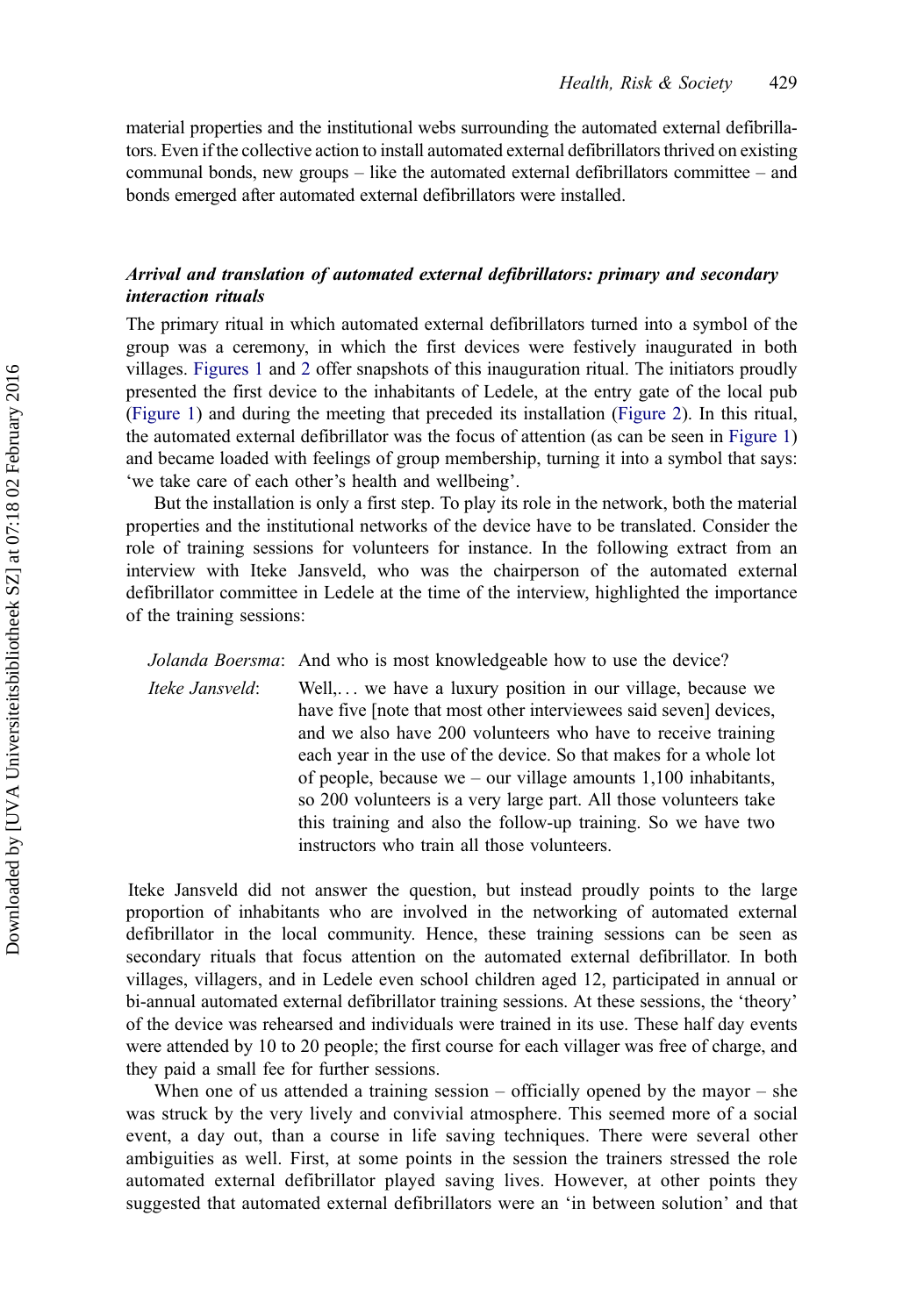material properties and the institutional webs surrounding the automated external defibrillators. Even if the collective action to install automated external defibrillators thrived on existing communal bonds, new groups – like the automated external defibrillators committee – and bonds emerged after automated external defibrillators were installed.

### *Arrival and translation of automated external defibrillators: primary and secondary interaction rituals*

The primary ritual in which automated external defibrillators turned into a symbol of the group was a ceremony, in which the first devices were festively inaugurated in both villages. Figures 1 and 2 offer snapshots of this inauguration ritual. The initiators proudly presented the first device to the inhabitants of Ledele, at the entry gate of the local pub (Figure 1) and during the meeting that preceded its installation (Figure 2). In this ritual, the automated external defibrillator was the focus of attention (as can be seen in Figure 1) and became loaded with feelings of group membership, turning it into a symbol that says: 'we take care of each other's health and wellbeing'.

But the installation is only a first step. To play its role in the network, both the material properties and the institutional networks of the device have to be translated. Consider the role of training sessions for volunteers for instance. In the following extract from an interview with Iteke Jansveld, who was the chairperson of the automated external defibrillator committee in Ledele at the time of the interview, highlighted the importance of the training sessions:

> *Jolanda Boersma*: And who is most knowledgeable how to use the device?
>
> *Iteke Jansveld*: Well,… we have a luxury position in our village, because we have five [note that most other interviewees said seven] devices, and we also have 200 volunteers who have to receive training each year in the use of the device. So that makes for a whole lot of people, because we – our village amounts 1,100 inhabitants, so 200 volunteers is a very large part. All those volunteers take this training and also the follow-up training. So we have two instructors who train all those volunteers.

Iteke Jansveld did not answer the question, but instead proudly points to the large proportion of inhabitants who are involved in the networking of automated external defibrillator in the local community. Hence, these training sessions can be seen as secondary rituals that focus attention on the automated external defibrillator. In both villages, villagers, and in Ledele even school children aged 12, participated in annual or bi-annual automated external defibrillator training sessions. At these sessions, the 'theory' of the device was rehearsed and individuals were trained in its use. These half day events were attended by 10 to 20 people; the first course for each villager was free of charge, and they paid a small fee for further sessions.

When one of us attended a training session – officially opened by the mayor – she was struck by the very lively and convivial atmosphere. This seemed more of a social event, a day out, than a course in life saving techniques. There were several other ambiguities as well. First, at some points in the session the trainers stressed the role automated external defibrillator played saving lives. However, at other points they suggested that automated external defibrillators were an 'in between solution' and that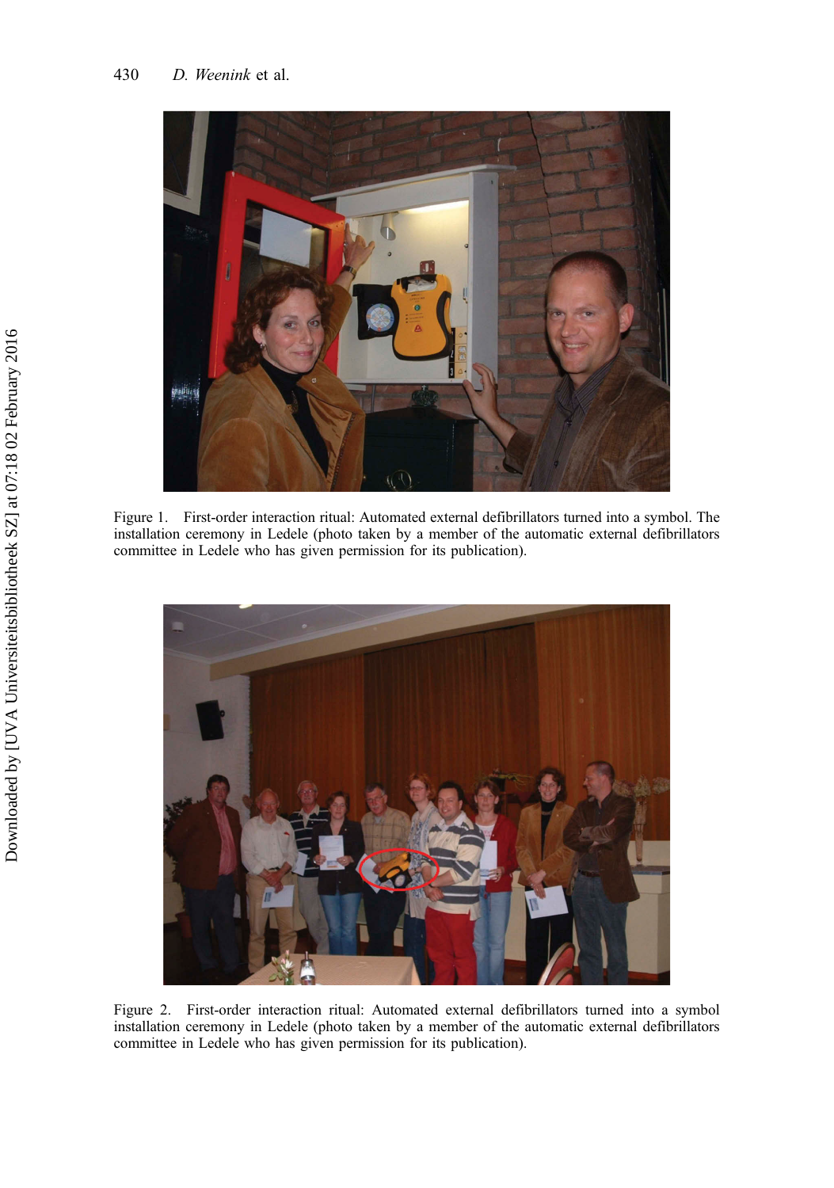Figure 1. First-order interaction ritual: Automated external defibrillators turned into a symbol. The installation ceremony in Ledele (photo taken by a member of the automatic external defibrillators committee in Ledele who has given permission for its publication).

Figure 2. First-order interaction ritual: Automated external defibrillators turned into a symbol installation ceremony in Ledele (photo taken by a member of the automatic external defibrillators committee in Ledele who has given permission for its publication).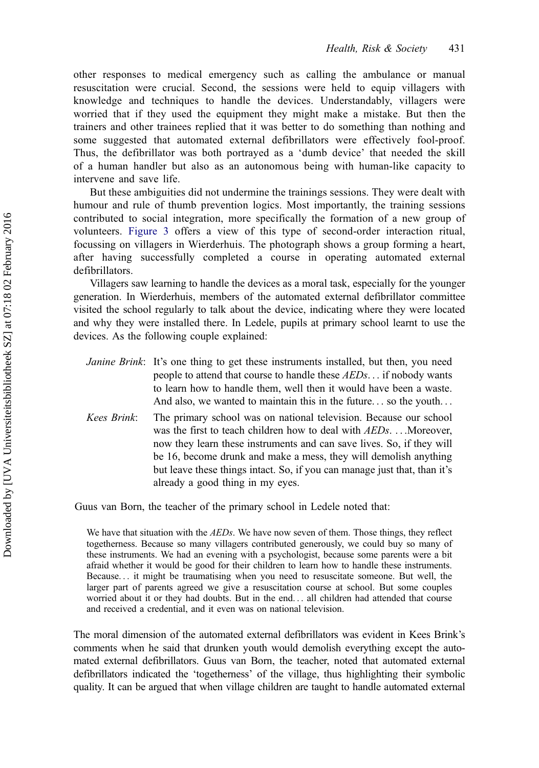other responses to medical emergency such as calling the ambulance or manual resuscitation were crucial. Second, the sessions were held to equip villagers with knowledge and techniques to handle the devices. Understandably, villagers were worried that if they used the equipment they might make a mistake. But then the trainers and other trainees replied that it was better to do something than nothing and some suggested that automated external defibrillators were effectively fool-proof. Thus, the defibrillator was both portrayed as a 'dumb device' that needed the skill of a human handler but also as an autonomous being with human-like capacity to intervene and save life.

But these ambiguities did not undermine the trainings sessions. They were dealt with humour and rule of thumb prevention logics. Most importantly, the training sessions contributed to social integration, more specifically the formation of a new group of volunteers. Figure 3 offers a view of this type of second-order interaction ritual, focussing on villagers in Wierderhuis. The photograph shows a group forming a heart, after having successfully completed a course in operating automated external defibrillators.

Villagers saw learning to handle the devices as a moral task, especially for the younger generation. In Wierderhuis, members of the automated external defibrillator committee visited the school regularly to talk about the device, indicating where they were located and why they were installed there. In Ledele, pupils at primary school learnt to use the devices. As the following couple explained:

> *Janine Brink*: It's one thing to get these instruments installed, but then, you need people to attend that course to handle these *AEDs*… if nobody wants to learn how to handle them, well then it would have been a waste. And also, we wanted to maintain this in the future… so the youth…
>
> *Kees Brink*: The primary school was on national television. Because our school was the first to teach children how to deal with *AEDs*. …Moreover, now they learn these instruments and can save lives. So, if they will be 16, become drunk and make a mess, they will demolish anything but leave these things intact. So, if you can manage just that, than it's already a good thing in my eyes.

Guus van Born, the teacher of the primary school in Ledele noted that:

> We have that situation with the *AEDs*. We have now seven of them. Those things, they reflect togetherness. Because so many villagers contributed generously, we could buy so many of these instruments. We had an evening with a psychologist, because some parents were a bit afraid whether it would be good for their children to learn how to handle these instruments. Because… it might be traumatising when you need to resuscitate someone. But well, the larger part of parents agreed we give a resuscitation course at school. But some couples worried about it or they had doubts. But in the end… all children had attended that course and received a credential, and it even was on national television.

The moral dimension of the automated external defibrillators was evident in Kees Brink's comments when he said that drunken youth would demolish everything except the automated external defibrillators. Guus van Born, the teacher, noted that automated external defibrillators indicated the 'togetherness' of the village, thus highlighting their symbolic quality. It can be argued that when village children are taught to handle automated external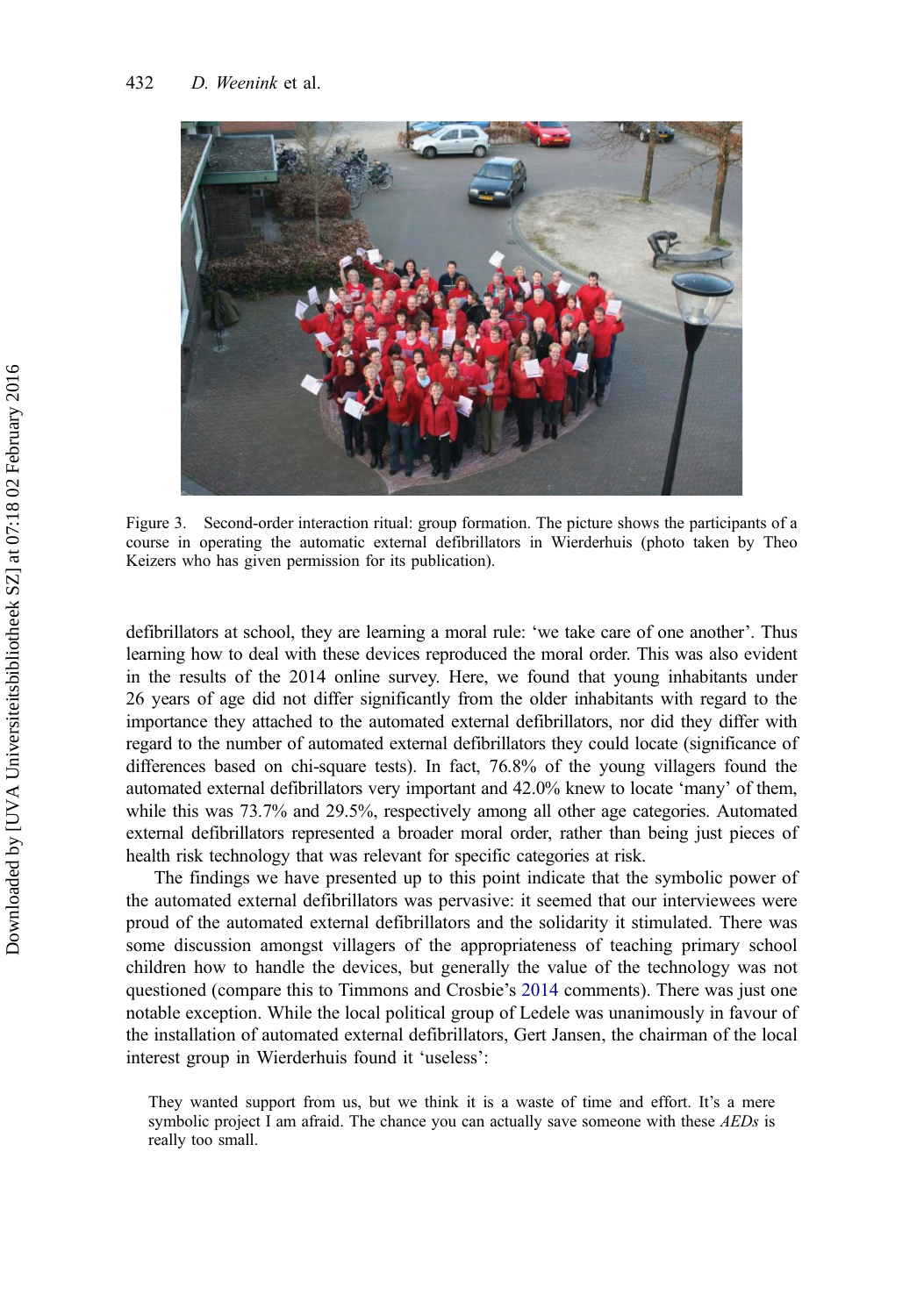Figure 3. Second-order interaction ritual: group formation. The picture shows the participants of a course in operating the automatic external defibrillators in Wierderhuis (photo taken by Theo Keizers who has given permission for its publication).

defibrillators at school, they are learning a moral rule: 'we take care of one another'. Thus learning how to deal with these devices reproduced the moral order. This was also evident in the results of the 2014 online survey. Here, we found that young inhabitants under 26 years of age did not differ significantly from the older inhabitants with regard to the importance they attached to the automated external defibrillators, nor did they differ with regard to the number of automated external defibrillators they could locate (significance of differences based on chi-square tests). In fact, 76.8% of the young villagers found the automated external defibrillators very important and 42.0% knew to locate 'many' of them, while this was 73.7% and 29.5%, respectively among all other age categories. Automated external defibrillators represented a broader moral order, rather than being just pieces of health risk technology that was relevant for specific categories at risk.

The findings we have presented up to this point indicate that the symbolic power of the automated external defibrillators was pervasive: it seemed that our interviewees were proud of the automated external defibrillators and the solidarity it stimulated. There was some discussion amongst villagers of the appropriateness of teaching primary school children how to handle the devices, but generally the value of the technology was not questioned (compare this to Timmons and Crosbie's 2014 comments). There was just one notable exception. While the local political group of Ledele was unanimously in favour of the installation of automated external defibrillators, Gert Jansen, the chairman of the local interest group in Wierderhuis found it 'useless':

> They wanted support from us, but we think it is a waste of time and effort. It's a mere symbolic project I am afraid. The chance you can actually save someone with these *AEDs* is really too small.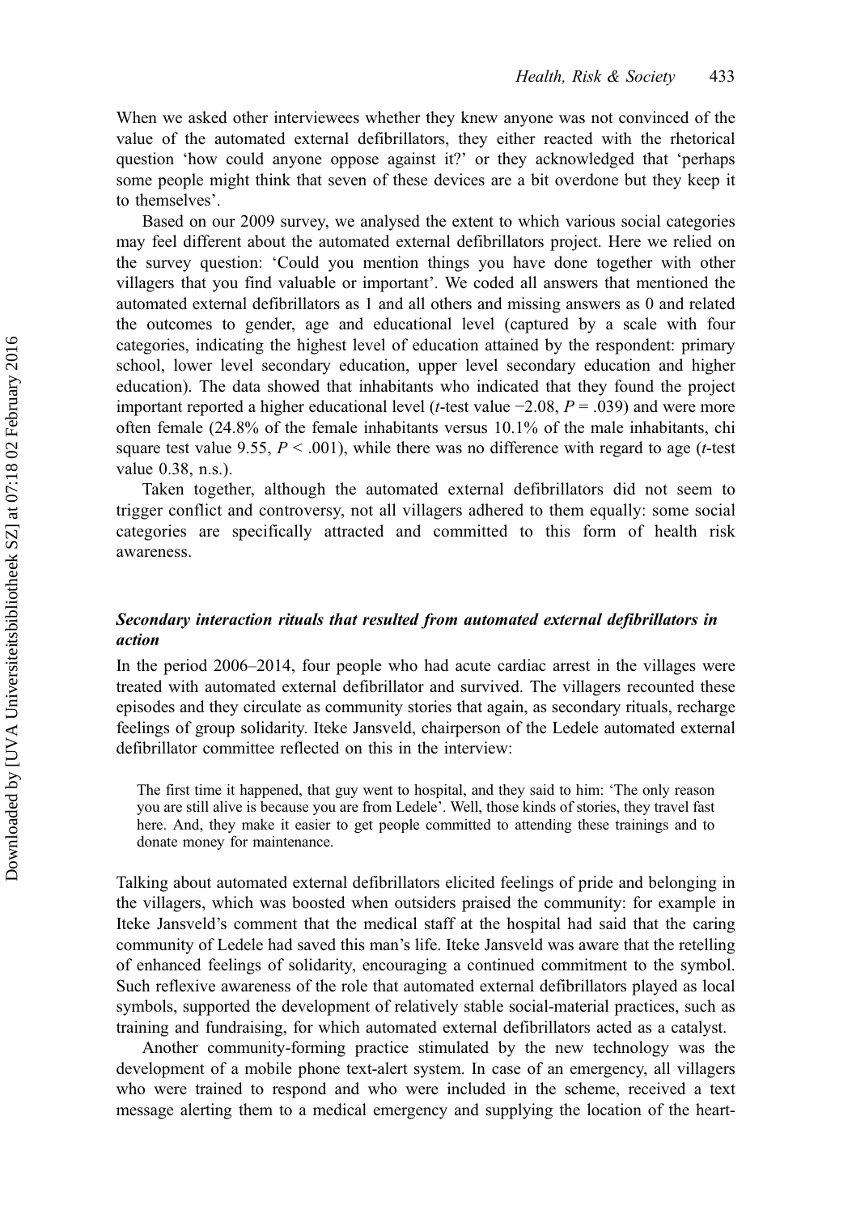When we asked other interviewees whether they knew anyone was not convinced of the value of the automated external defibrillators, they either reacted with the rhetorical question 'how could anyone oppose against it?' or they acknowledged that 'perhaps some people might think that seven of these devices are a bit overdone but they keep it to themselves'.

Based on our 2009 survey, we analysed the extent to which various social categories may feel different about the automated external defibrillators project. Here we relied on the survey question: 'Could you mention things you have done together with other villagers that you find valuable or important'. We coded all answers that mentioned the automated external defibrillators as 1 and all others and missing answers as 0 and related the outcomes to gender, age and educational level (captured by a scale with four categories, indicating the highest level of education attained by the respondent: primary school, lower level secondary education, upper level secondary education and higher education). The data showed that inhabitants who indicated that they found the project important reported a higher educational level (*t*-test value −2.08, $P = .039$) and were more often female (24.8% of the female inhabitants versus 10.1% of the male inhabitants, chi square test value 9.55, $P < .001$), while there was no difference with regard to age (*t*-test value 0.38, n.s.).

Taken together, although the automated external defibrillators did not seem to trigger conflict and controversy, not all villagers adhered to them equally: some social categories are specifically attracted and committed to this form of health risk awareness.

### *Secondary interaction rituals that resulted from automated external defibrillators in action*

In the period 2006–2014, four people who had acute cardiac arrest in the villages were treated with automated external defibrillator and survived. The villagers recounted these episodes and they circulate as community stories that again, as secondary rituals, recharge feelings of group solidarity. Iteke Jansveld, chairperson of the Ledele automated external defibrillator committee reflected on this in the interview:

> The first time it happened, that guy went to hospital, and they said to him: 'The only reason you are still alive is because you are from Ledele'. Well, those kinds of stories, they travel fast here. And, they make it easier to get people committed to attending these trainings and to donate money for maintenance.

Talking about automated external defibrillators elicited feelings of pride and belonging in the villagers, which was boosted when outsiders praised the community: for example in Iteke Jansveld's comment that the medical staff at the hospital had said that the caring community of Ledele had saved this man's life. Iteke Jansveld was aware that the retelling of enhanced feelings of solidarity, encouraging a continued commitment to the symbol. Such reflexive awareness of the role that automated external defibrillators played as local symbols, supported the development of relatively stable social-material practices, such as training and fundraising, for which automated external defibrillators acted as a catalyst.

Another community-forming practice stimulated by the new technology was the development of a mobile phone text-alert system. In case of an emergency, all villagers who were trained to respond and who were included in the scheme, received a text message alerting them to a medical emergency and supplying the location of the heart-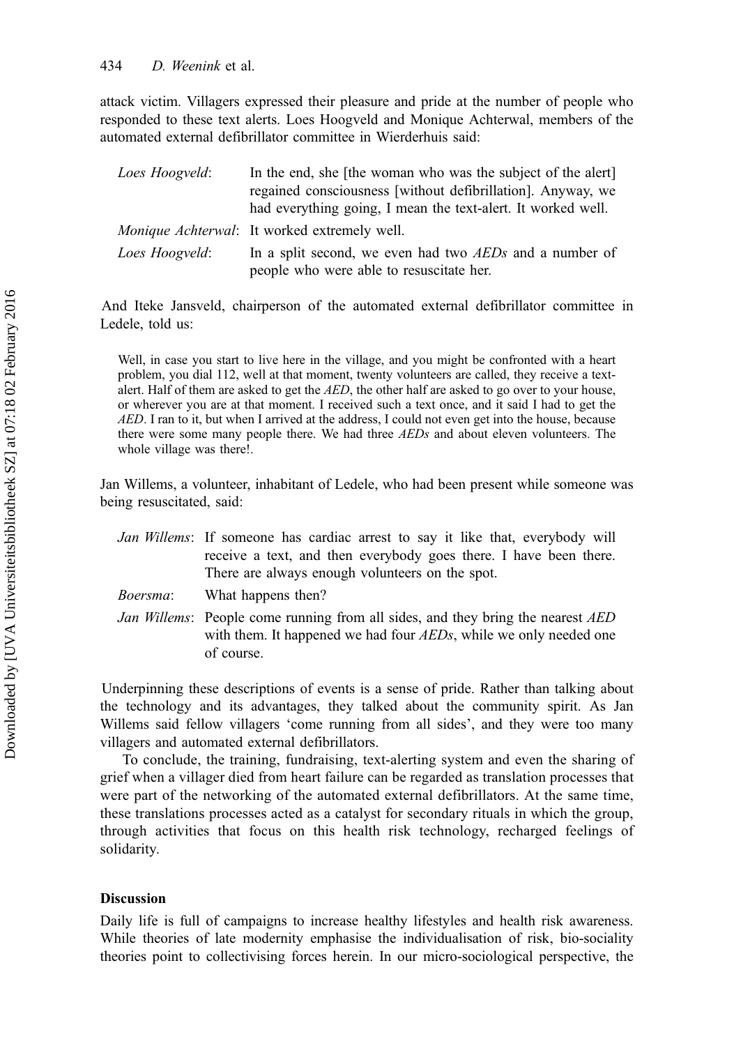attack victim. Villagers expressed their pleasure and pride at the number of people who responded to these text alerts. Loes Hoogveld and Monique Achterwal, members of the automated external defibrillator committee in Wierderhuis said:

> *Loes Hoogveld*: In the end, she [the woman who was the subject of the alert] regained consciousness [without defibrillation]. Anyway, we had everything going, I mean the text-alert. It worked well.
>
> *Monique Achterwal*: It worked extremely well.
>
> *Loes Hoogveld*: In a split second, we even had two *AEDs* and a number of people who were able to resuscitate her.

And Iteke Jansveld, chairperson of the automated external defibrillator committee in Ledele, told us:

> Well, in case you start to live here in the village, and you might be confronted with a heart problem, you dial 112, well at that moment, twenty volunteers are called, they receive a text-alert. Half of them are asked to get the *AED*, the other half are asked to go over to your house, or wherever you are at that moment. I received such a text once, and it said I had to get the *AED*. I ran to it, but when I arrived at the address, I could not even get into the house, because there were some many people there. We had three *AEDs* and about eleven volunteers. The whole village was there!.

Jan Willems, a volunteer, inhabitant of Ledele, who had been present while someone was being resuscitated, said:

> *Jan Willems*: If someone has cardiac arrest to say it like that, everybody will receive a text, and then everybody goes there. I have been there. There are always enough volunteers on the spot.
>
> *Boersma*: What happens then?
>
> *Jan Willems*: People come running from all sides, and they bring the nearest *AED* with them. It happened we had four *AEDs*, while we only needed one of course.

Underpinning these descriptions of events is a sense of pride. Rather than talking about the technology and its advantages, they talked about the community spirit. As Jan Willems said fellow villagers 'come running from all sides', and they were too many villagers and automated external defibrillators.

To conclude, the training, fundraising, text-alerting system and even the sharing of grief when a villager died from heart failure can be regarded as translation processes that were part of the networking of the automated external defibrillators. At the same time, these translations processes acted as a catalyst for secondary rituals in which the group, through activities that focus on this health risk technology, recharged feelings of solidarity.

## Discussion

Daily life is full of campaigns to increase healthy lifestyles and health risk awareness. While theories of late modernity emphasise the individualisation of risk, bio-sociality theories point to collectivising forces herein. In our micro-sociological perspective, the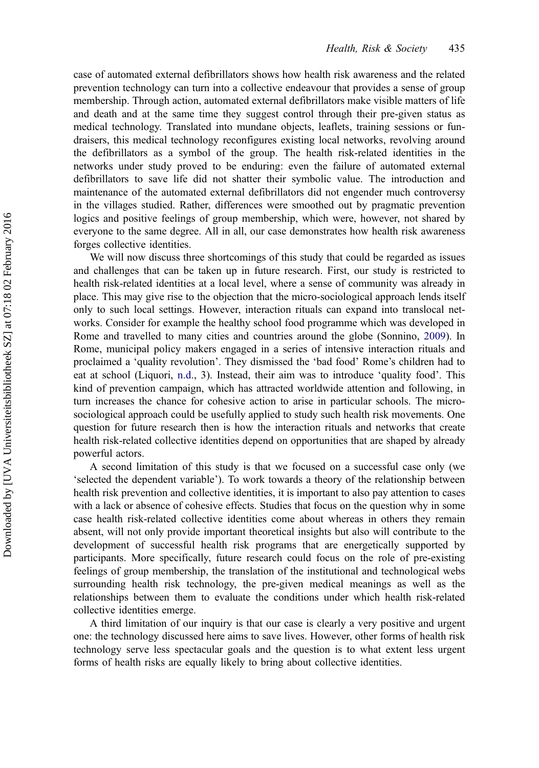case of automated external defibrillators shows how health risk awareness and the related prevention technology can turn into a collective endeavour that provides a sense of group membership. Through action, automated external defibrillators make visible matters of life and death and at the same time they suggest control through their pre-given status as medical technology. Translated into mundane objects, leaflets, training sessions or fundraisers, this medical technology reconfigures existing local networks, revolving around the defibrillators as a symbol of the group. The health risk-related identities in the networks under study proved to be enduring: even the failure of automated external defibrillators to save life did not shatter their symbolic value. The introduction and maintenance of the automated external defibrillators did not engender much controversy in the villages studied. Rather, differences were smoothed out by pragmatic prevention logics and positive feelings of group membership, which were, however, not shared by everyone to the same degree. All in all, our case demonstrates how health risk awareness forges collective identities.

We will now discuss three shortcomings of this study that could be regarded as issues and challenges that can be taken up in future research. First, our study is restricted to health risk-related identities at a local level, where a sense of community was already in place. This may give rise to the objection that the micro-sociological approach lends itself only to such local settings. However, interaction rituals can expand into translocal networks. Consider for example the healthy school food programme which was developed in Rome and travelled to many cities and countries around the globe (Sonnino, 2009). In Rome, municipal policy makers engaged in a series of intensive interaction rituals and proclaimed a 'quality revolution'. They dismissed the 'bad food' Rome's children had to eat at school (Liquori, n.d., 3). Instead, their aim was to introduce 'quality food'. This kind of prevention campaign, which has attracted worldwide attention and following, in turn increases the chance for cohesive action to arise in particular schools. The micro-sociological approach could be usefully applied to study such health risk movements. One question for future research then is how the interaction rituals and networks that create health risk-related collective identities depend on opportunities that are shaped by already powerful actors.

A second limitation of this study is that we focused on a successful case only (we 'selected the dependent variable'). To work towards a theory of the relationship between health risk prevention and collective identities, it is important to also pay attention to cases with a lack or absence of cohesive effects. Studies that focus on the question why in some case health risk-related collective identities come about whereas in others they remain absent, will not only provide important theoretical insights but also will contribute to the development of successful health risk programs that are energetically supported by participants. More specifically, future research could focus on the role of pre-existing feelings of group membership, the translation of the institutional and technological webs surrounding health risk technology, the pre-given medical meanings as well as the relationships between them to evaluate the conditions under which health risk-related collective identities emerge.

A third limitation of our inquiry is that our case is clearly a very positive and urgent one: the technology discussed here aims to save lives. However, other forms of health risk technology serve less spectacular goals and the question is to what extent less urgent forms of health risks are equally likely to bring about collective identities.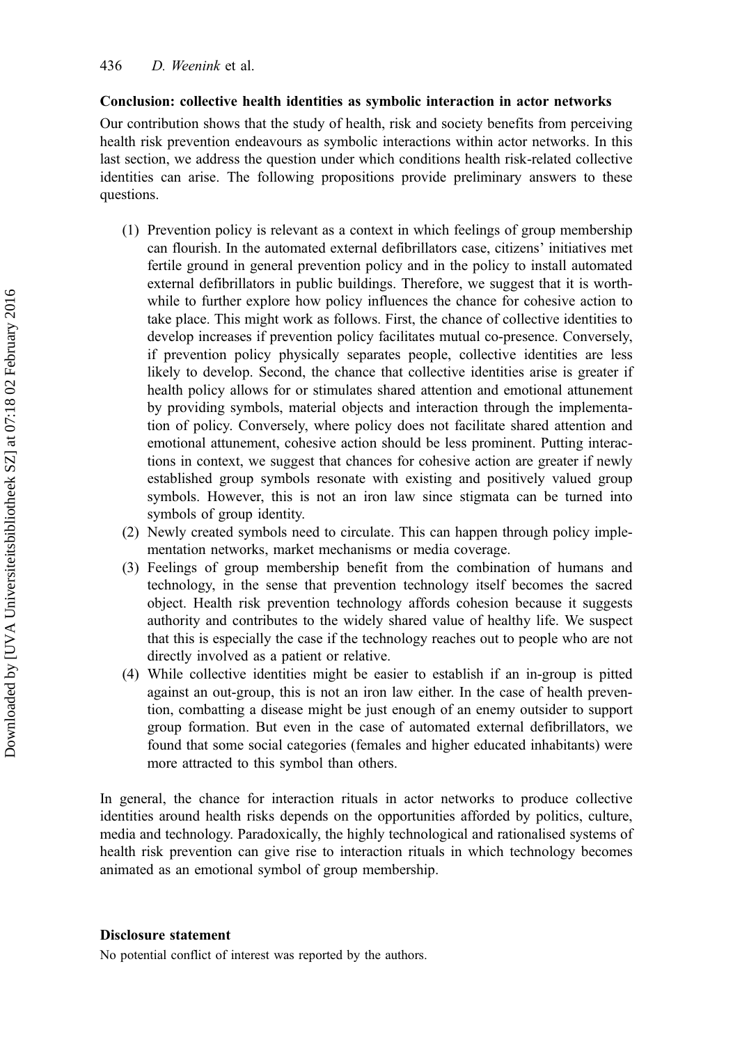## Conclusion: collective health identities as symbolic interaction in actor networks

Our contribution shows that the study of health, risk and society benefits from perceiving health risk prevention endeavours as symbolic interactions within actor networks. In this last section, we address the question under which conditions health risk-related collective identities can arise. The following propositions provide preliminary answers to these questions.

1. Prevention policy is relevant as a context in which feelings of group membership can flourish. In the automated external defibrillators case, citizens' initiatives met fertile ground in general prevention policy and in the policy to install automated external defibrillators in public buildings. Therefore, we suggest that it is worthwhile to further explore how policy influences the chance for cohesive action to take place. This might work as follows. First, the chance of collective identities to develop increases if prevention policy facilitates mutual co-presence. Conversely, if prevention policy physically separates people, collective identities are less likely to develop. Second, the chance that collective identities arise is greater if health policy allows for or stimulates shared attention and emotional attunement by providing symbols, material objects and interaction through the implementation of policy. Conversely, where policy does not facilitate shared attention and emotional attunement, cohesive action should be less prominent. Putting interactions in context, we suggest that chances for cohesive action are greater if newly established group symbols resonate with existing and positively valued group symbols. However, this is not an iron law since stigmata can be turned into symbols of group identity.
2. Newly created symbols need to circulate. This can happen through policy implementation networks, market mechanisms or media coverage.
3. Feelings of group membership benefit from the combination of humans and technology, in the sense that prevention technology itself becomes the sacred object. Health risk prevention technology affords cohesion because it suggests authority and contributes to the widely shared value of healthy life. We suspect that this is especially the case if the technology reaches out to people who are not directly involved as a patient or relative.
4. While collective identities might be easier to establish if an in-group is pitted against an out-group, this is not an iron law either. In the case of health prevention, combatting a disease might be just enough of an enemy outsider to support group formation. But even in the case of automated external defibrillators, we found that some social categories (females and higher educated inhabitants) were more attracted to this symbol than others.

In general, the chance for interaction rituals in actor networks to produce collective identities around health risks depends on the opportunities afforded by politics, culture, media and technology. Paradoxically, the highly technological and rationalised systems of health risk prevention can give rise to interaction rituals in which technology becomes animated as an emotional symbol of group membership.

## Disclosure statement

No potential conflict of interest was reported by the authors.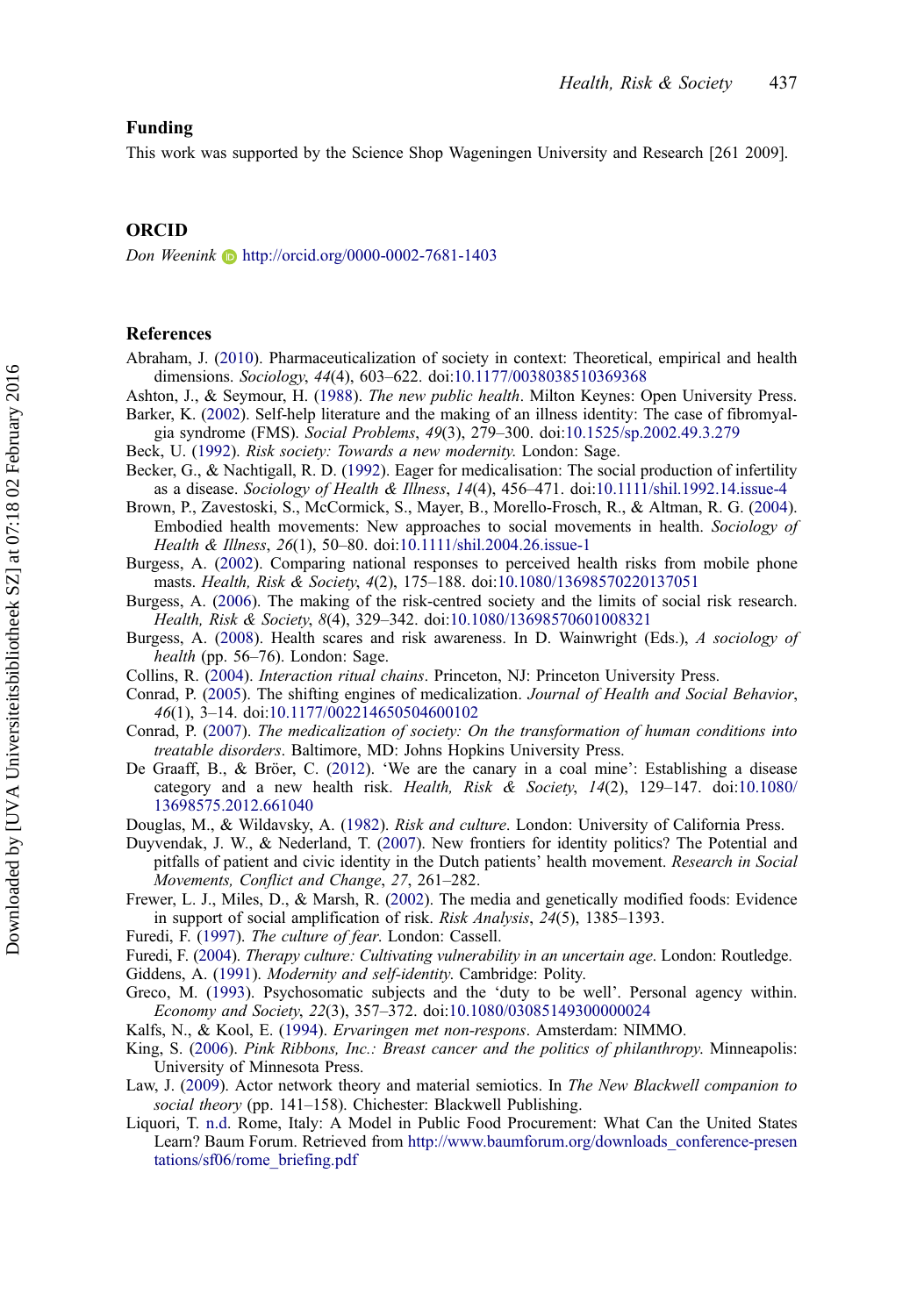## Funding

This work was supported by the Science Shop Wageningen University and Research [261 2009].

## ORCID

*Don Weenink* http://orcid.org/0000-0002-7681-1403

## References

Abraham, J. (2010). Pharmaceuticalization of society in context: Theoretical, empirical and health dimensions. *Sociology*, *44*(4), 603–622. doi:10.1177/0038038510369368

Ashton, J., & Seymour, H. (1988). *The new public health*. Milton Keynes: Open University Press.

Barker, K. (2002). Self-help literature and the making of an illness identity: The case of fibromyalgia syndrome (FMS). *Social Problems*, *49*(3), 279–300. doi:10.1525/sp.2002.49.3.279

Beck, U. (1992). *Risk society: Towards a new modernity*. London: Sage.

Becker, G., & Nachtigall, R. D. (1992). Eager for medicalisation: The social production of infertility as a disease. *Sociology of Health & Illness*, *14*(4), 456–471. doi:10.1111/shil.1992.14.issue-4

Brown, P., Zavestoski, S., McCormick, S., Mayer, B., Morello-Frosch, R., & Altman, R. G. (2004). Embodied health movements: New approaches to social movements in health. *Sociology of Health & Illness*, *26*(1), 50–80. doi:10.1111/shil.2004.26.issue-1

Burgess, A. (2002). Comparing national responses to perceived health risks from mobile phone masts. *Health, Risk & Society*, *4*(2), 175–188. doi:10.1080/13698570220137051

Burgess, A. (2006). The making of the risk-centred society and the limits of social risk research. *Health, Risk & Society*, *8*(4), 329–342. doi:10.1080/13698570601008321

Burgess, A. (2008). Health scares and risk awareness. In D. Wainwright (Eds.), *A sociology of health* (pp. 56–76). London: Sage.

Collins, R. (2004). *Interaction ritual chains*. Princeton, NJ: Princeton University Press.

Conrad, P. (2005). The shifting engines of medicalization. *Journal of Health and Social Behavior*, *46*(1), 3–14. doi:10.1177/002214650504600102

Conrad, P. (2007). *The medicalization of society: On the transformation of human conditions into treatable disorders*. Baltimore, MD: Johns Hopkins University Press.

De Graaff, B., & Bröer, C. (2012). 'We are the canary in a coal mine': Establishing a disease category and a new health risk. *Health, Risk & Society*, *14*(2), 129–147. doi:10.1080/13698575.2012.661040

Douglas, M., & Wildavsky, A. (1982). *Risk and culture*. London: University of California Press.

Duyvendak, J. W., & Nederland, T. (2007). New frontiers for identity politics? The Potential and pitfalls of patient and civic identity in the Dutch patients' health movement. *Research in Social Movements, Conflict and Change*, *27*, 261–282.

Frewer, L. J., Miles, D., & Marsh, R. (2002). The media and genetically modified foods: Evidence in support of social amplification of risk. *Risk Analysis*, *24*(5), 1385–1393.

Furedi, F. (1997). *The culture of fear*. London: Cassell.

Furedi, F. (2004). *Therapy culture: Cultivating vulnerability in an uncertain age*. London: Routledge.

Giddens, A. (1991). *Modernity and self-identity*. Cambridge: Polity.

Greco, M. (1993). Psychosomatic subjects and the 'duty to be well'. Personal agency within. *Economy and Society*, *22*(3), 357–372. doi:10.1080/03085149300000024

Kalfs, N., & Kool, E. (1994). *Ervaringen met non-respons*. Amsterdam: NIMMO.

King, S. (2006). *Pink Ribbons, Inc.: Breast cancer and the politics of philanthropy*. Minneapolis: University of Minnesota Press.

Law, J. (2009). Actor network theory and material semiotics. In *The New Blackwell companion to social theory* (pp. 141–158). Chichester: Blackwell Publishing.

Liquori, T. n.d. Rome, Italy: A Model in Public Food Procurement: What Can the United States Learn? Baum Forum. Retrieved from http://www.baumforum.org/downloads_conference-presentations/sf06/rome_briefing.pdf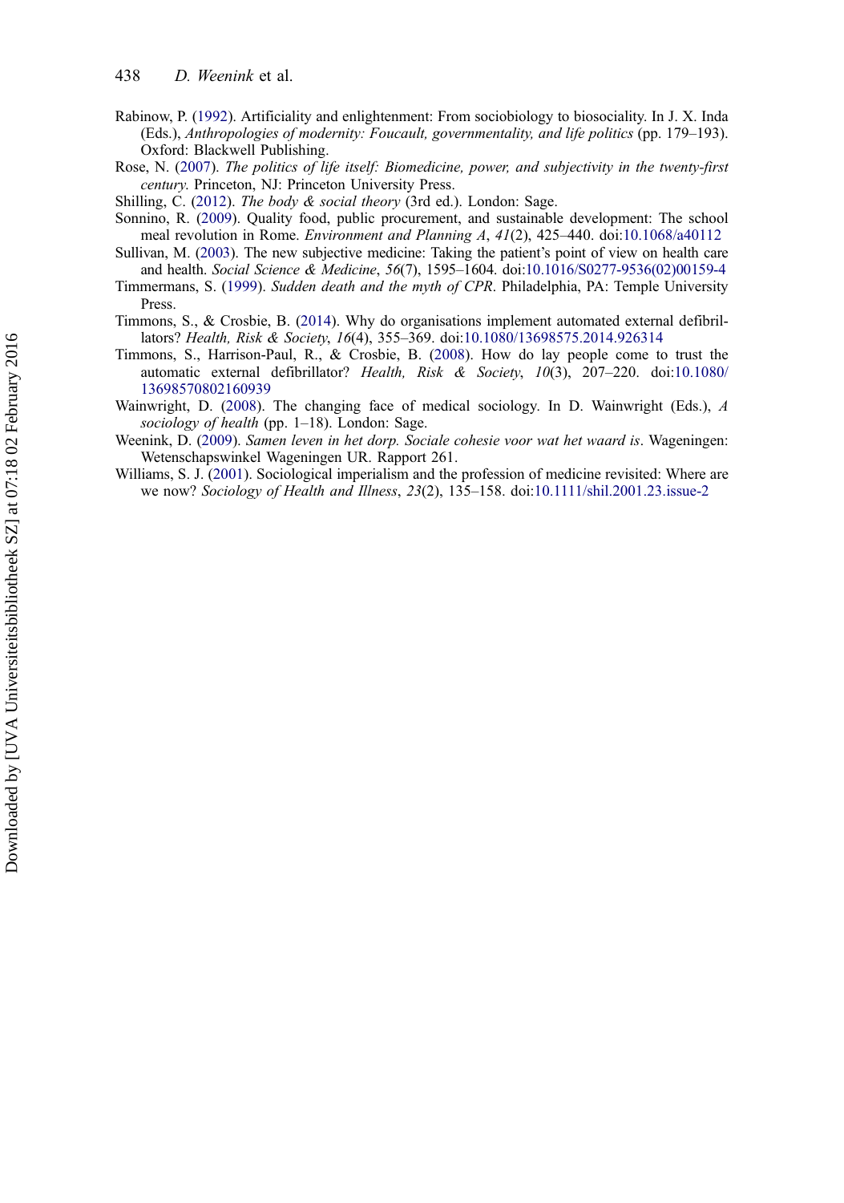Rabinow, P. (1992). Artificiality and enlightenment: From sociobiology to biosociality. In J. X. Inda (Eds.), *Anthropologies of modernity: Foucault, governmentality, and life politics* (pp. 179–193). Oxford: Blackwell Publishing.

Rose, N. (2007). *The politics of life itself: Biomedicine, power, and subjectivity in the twenty-first century*. Princeton, NJ: Princeton University Press.

Shilling, C. (2012). *The body & social theory* (3rd ed.). London: Sage.

Sonnino, R. (2009). Quality food, public procurement, and sustainable development: The school meal revolution in Rome. *Environment and Planning A*, *41*(2), 425–440. doi:10.1068/a40112

Sullivan, M. (2003). The new subjective medicine: Taking the patient's point of view on health care and health. *Social Science & Medicine*, *56*(7), 1595–1604. doi:10.1016/S0277-9536(02)00159-4

Timmermans, S. (1999). *Sudden death and the myth of CPR*. Philadelphia, PA: Temple University Press.

Timmons, S., & Crosbie, B. (2014). Why do organisations implement automated external defibrillators? *Health, Risk & Society*, *16*(4), 355–369. doi:10.1080/13698575.2014.926314

Timmons, S., Harrison-Paul, R., & Crosbie, B. (2008). How do lay people come to trust the automatic external defibrillator? *Health, Risk & Society*, *10*(3), 207–220. doi:10.1080/13698570802160939

Wainwright, D. (2008). The changing face of medical sociology. In D. Wainwright (Eds.), *A sociology of health* (pp. 1–18). London: Sage.

Weenink, D. (2009). *Samen leven in het dorp. Sociale cohesie voor wat het waard is*. Wageningen: Wetenschapswinkel Wageningen UR. Rapport 261.

Williams, S. J. (2001). Sociological imperialism and the profession of medicine revisited: Where are we now? *Sociology of Health and Illness*, *23*(2), 135–158. doi:10.1111/shil.2001.23.issue-2